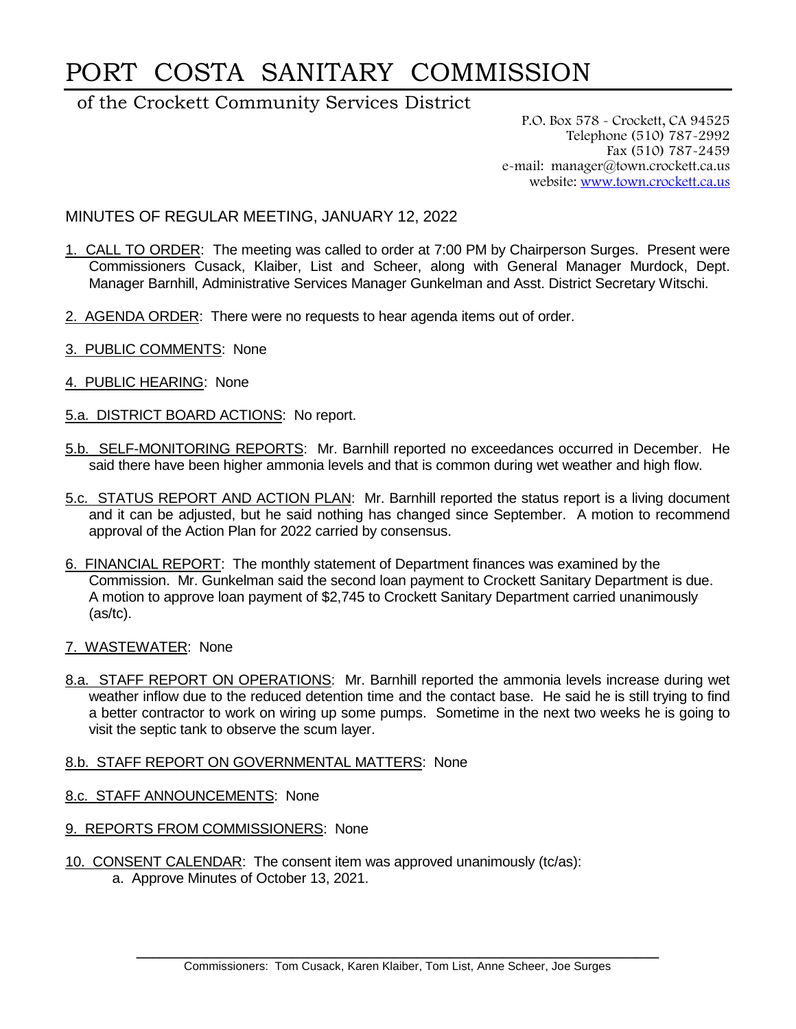# PORT COSTA SANITARY COMMISSION

of the Crockett Community Services District

P.O. Box 578 - Crockett, CA 94525
Telephone (510) 787-2992
Fax (510) 787-2459
e-mail: manager@town.crockett.ca.us
website: www.town.crockett.ca.us

## MINUTES OF REGULAR MEETING, JANUARY 12, 2022

1. CALL TO ORDER: The meeting was called to order at 7:00 PM by Chairperson Surges. Present were Commissioners Cusack, Klaiber, List and Scheer, along with General Manager Murdock, Dept. Manager Barnhill, Administrative Services Manager Gunkelman and Asst. District Secretary Witschi.

2. AGENDA ORDER: There were no requests to hear agenda items out of order.

3. PUBLIC COMMENTS: None

4. PUBLIC HEARING: None

5.a. DISTRICT BOARD ACTIONS: No report.

5.b. SELF-MONITORING REPORTS: Mr. Barnhill reported no exceedances occurred in December. He said there have been higher ammonia levels and that is common during wet weather and high flow.

5.c. STATUS REPORT AND ACTION PLAN: Mr. Barnhill reported the status report is a living document and it can be adjusted, but he said nothing has changed since September. A motion to recommend approval of the Action Plan for 2022 carried by consensus.

6. FINANCIAL REPORT: The monthly statement of Department finances was examined by the Commission. Mr. Gunkelman said the second loan payment to Crockett Sanitary Department is due. A motion to approve loan payment of $2,745 to Crockett Sanitary Department carried unanimously (as/tc).

7. WASTEWATER: None

8.a. STAFF REPORT ON OPERATIONS: Mr. Barnhill reported the ammonia levels increase during wet weather inflow due to the reduced detention time and the contact base. He said he is still trying to find a better contractor to work on wiring up some pumps. Sometime in the next two weeks he is going to visit the septic tank to observe the scum layer.

8.b. STAFF REPORT ON GOVERNMENTAL MATTERS: None

8.c. STAFF ANNOUNCEMENTS: None

9. REPORTS FROM COMMISSIONERS: None

10. CONSENT CALENDAR: The consent item was approved unanimously (tc/as):
   a. Approve Minutes of October 13, 2021.

Commissioners: Tom Cusack, Karen Klaiber, Tom List, Anne Scheer, Joe Surges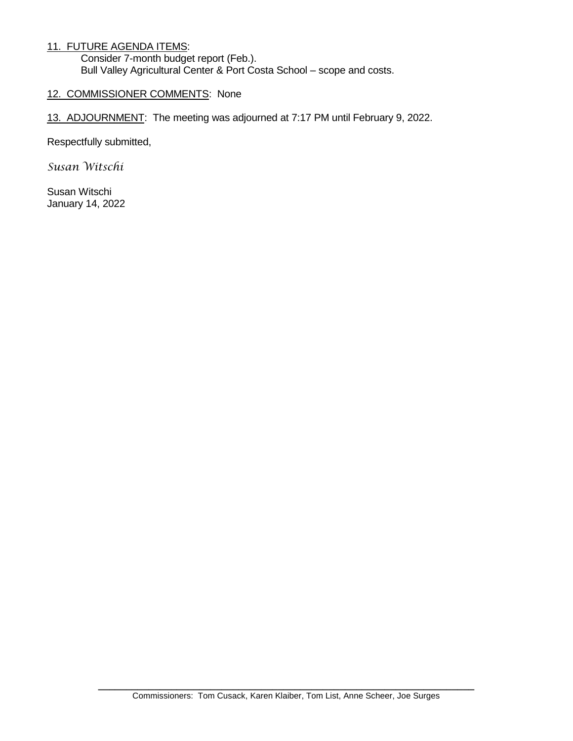11. FUTURE AGENDA ITEMS:

Consider 7-month budget report (Feb.).

Bull Valley Agricultural Center & Port Costa School – scope and costs.

12. COMMISSIONER COMMENTS: None

13. ADJOURNMENT: The meeting was adjourned at 7:17 PM until February 9, 2022.

Respectfully submitted,

*Susan Witschi*

Susan Witschi
January 14, 2022

Commissioners: Tom Cusack, Karen Klaiber, Tom List, Anne Scheer, Joe Surges